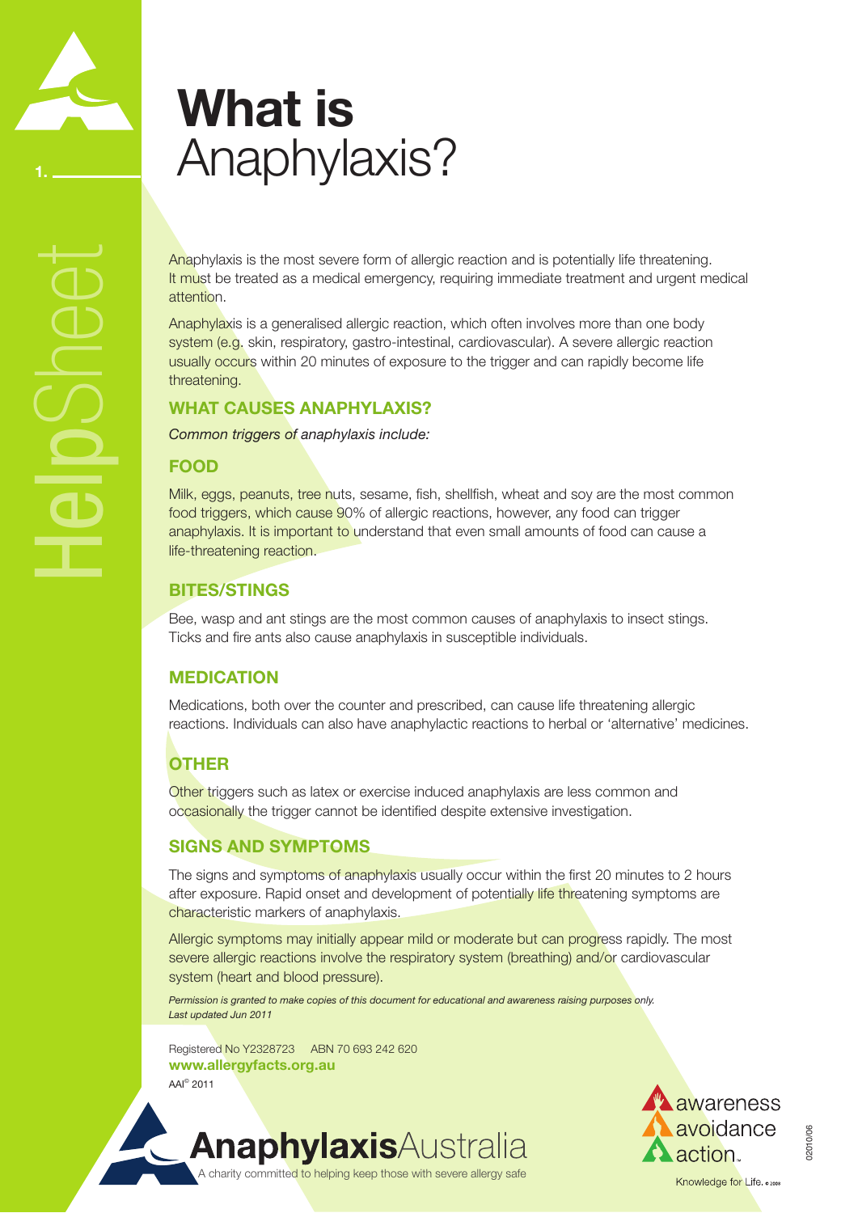# What is Anaphylaxis?

Anaphylaxis is the most severe form of allergic reaction and is potentially life threatening. It must be treated as a medical emergency, requiring immediate treatment and urgent medical attention.

Anaphylaxis is a generalised allergic reaction, which often involves more than one body system (e.g. skin, respiratory, gastro-intestinal, cardiovascular). A severe allergic reaction usually occurs within 20 minutes of exposure to the trigger and can rapidly become life threatening.

## WHAT CAUSES ANAPHYLAXIS?

*Common triggers of anaphylaxis include:*

### FOOD

Milk, eggs, peanuts, tree nuts, sesame, fish, shellfish, wheat and soy are the most common food triggers, which cause 90% of allergic reactions, however, any food can trigger anaphylaxis. It is important to understand that even small amounts of food can cause a life-threatening reaction.

### BITES/STINGS

Bee, wasp and ant stings are the most common causes of anaphylaxis to insect stings. Ticks and fire ants also cause anaphylaxis in susceptible individuals.

### MEDICATION

Medications, both over the counter and prescribed, can cause life threatening allergic reactions. Individuals can also have anaphylactic reactions to herbal or 'alternative' medicines.

### OTHER

Other triggers such as latex or exercise induced anaphylaxis are less common and occasionally the trigger cannot be identified despite extensive investigation.

## SIGNS AND SYMPTOMS

The signs and symptoms of anaphylaxis usually occur within the first 20 minutes to 2 hours after exposure. Rapid onset and development of potentially life threatening symptoms are characteristic markers of anaphylaxis.

Allergic symptoms may initially appear mild or moderate but can progress rapidly. The most severe allergic reactions involve the respiratory system (breathing) and/or cardiovascular system (heart and blood pressure).

*Permission is granted to make copies of this document for educational and awareness raising purposes only.*
*Last updated Jun 2011*

Registered No Y2328723 ABN 70 693 242 620
**www.allergyfacts.org.au**
AAI© 2011

**Anaphylaxis**Australia
A charity committed to helping keep those with severe allergy safe

awareness avoidance action™
Knowledge for Life.

02010/06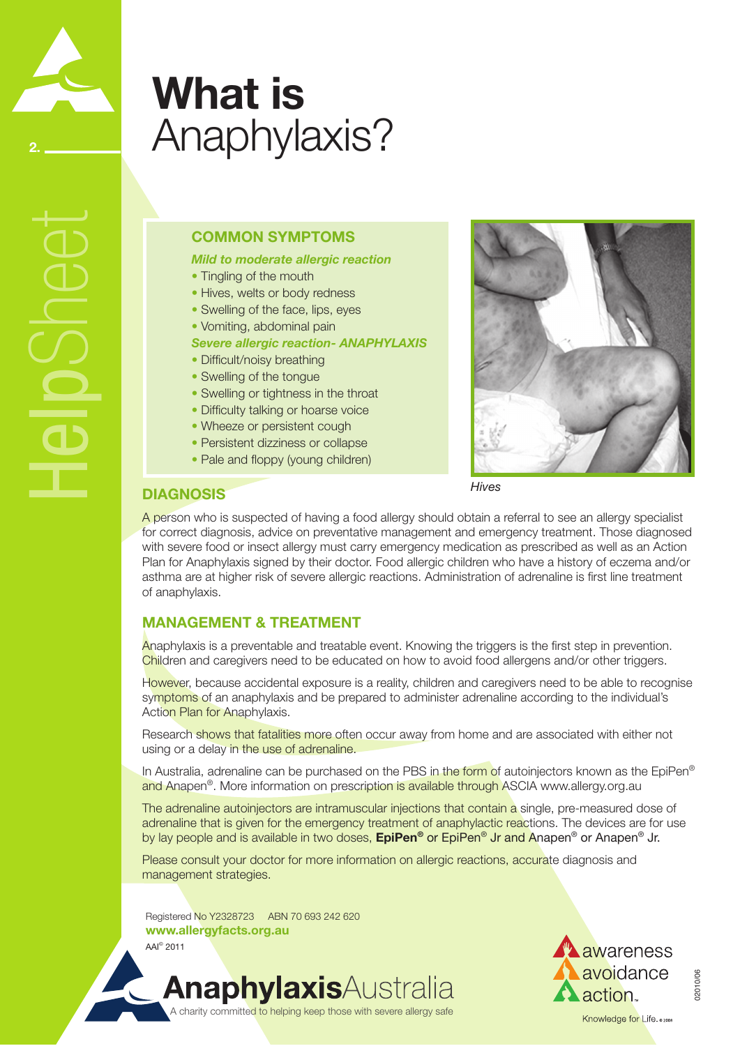# What is Anaphylaxis?

## COMMON SYMPTOMS

***Mild to moderate allergic reaction***

- Tingling of the mouth
- Hives, welts or body redness
- Swelling of the face, lips, eyes
- Vomiting, abdominal pain

***Severe allergic reaction- ANAPHYLAXIS***

- Difficult/noisy breathing
- Swelling of the tongue
- Swelling or tightness in the throat
- Difficulty talking or hoarse voice
- Wheeze or persistent cough
- Persistent dizziness or collapse
- Pale and floppy (young children)

*Hives*

## DIAGNOSIS

A person who is suspected of having a food allergy should obtain a referral to see an allergy specialist for correct diagnosis, advice on preventative management and emergency treatment. Those diagnosed with severe food or insect allergy must carry emergency medication as prescribed as well as an Action Plan for Anaphylaxis signed by their doctor. Food allergic children who have a history of eczema and/or asthma are at higher risk of severe allergic reactions. Administration of adrenaline is first line treatment of anaphylaxis.

## MANAGEMENT & TREATMENT

Anaphylaxis is a preventable and treatable event. Knowing the triggers is the first step in prevention. Children and caregivers need to be educated on how to avoid food allergens and/or other triggers.

However, because accidental exposure is a reality, children and caregivers need to be able to recognise symptoms of an anaphylaxis and be prepared to administer adrenaline according to the individual's Action Plan for Anaphylaxis.

Research shows that fatalities more often occur away from home and are associated with either not using or a delay in the use of adrenaline.

In Australia, adrenaline can be purchased on the PBS in the form of autoinjectors known as the EpiPen® and Anapen®. More information on prescription is available through ASCIA www.allergy.org.au

The adrenaline autoinjectors are intramuscular injections that contain a single, pre-measured dose of adrenaline that is given for the emergency treatment of anaphylactic reactions. The devices are for use by lay people and is available in two doses, **EpiPen®** or EpiPen® Jr and Anapen® or Anapen® Jr.

Please consult your doctor for more information on allergic reactions, accurate diagnosis and management strategies.

Registered No Y2328723 ABN 70 693 242 620

**www.allergyfacts.org.au**

AAI© 2011

**Anaphylaxis**Australia

A charity committed to helping keep those with severe allergy safe

awareness avoidance action

Knowledge for Life.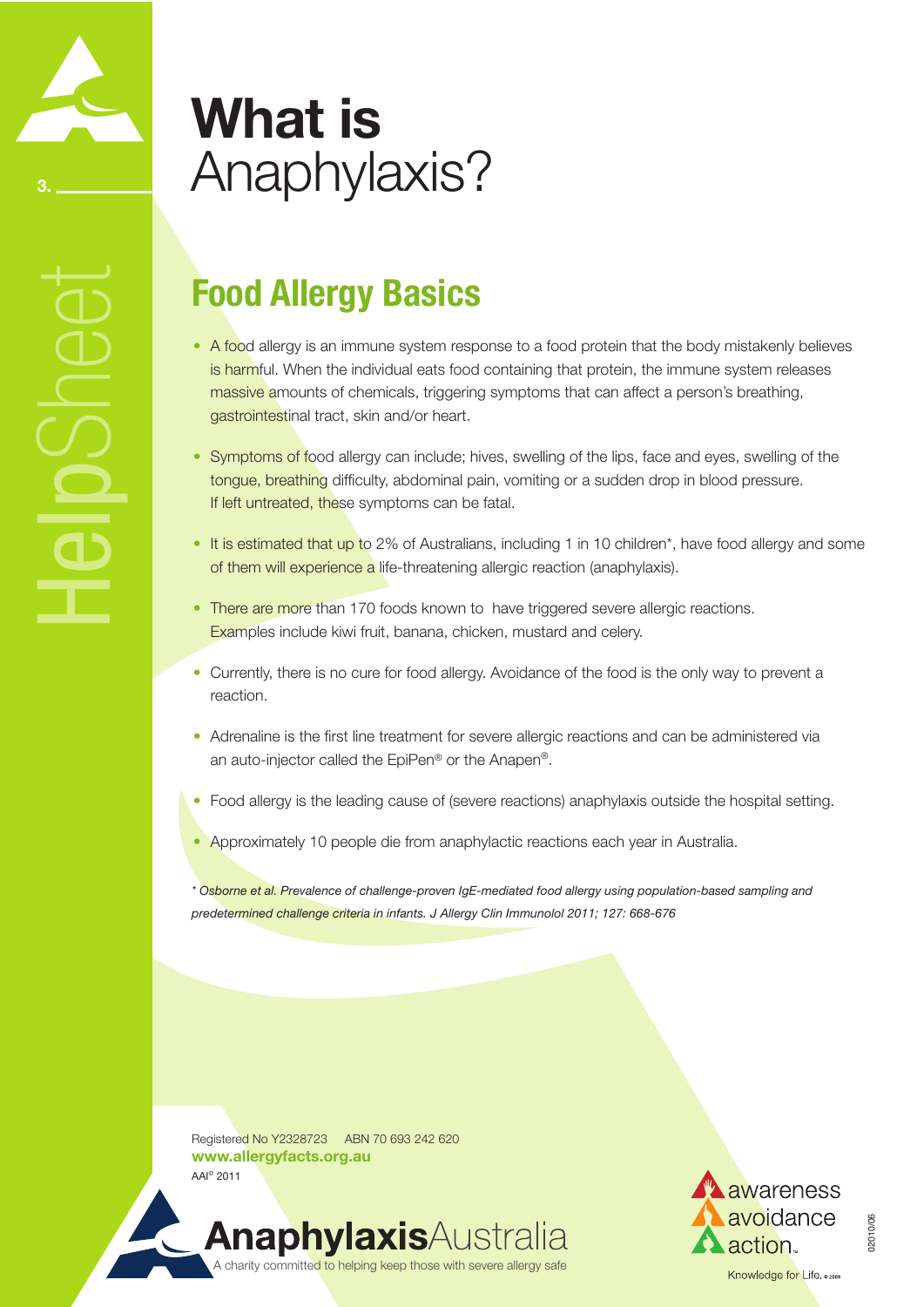# What is Anaphylaxis?

## Food Allergy Basics

- A food allergy is an immune system response to a food protein that the body mistakenly believes is harmful. When the individual eats food containing that protein, the immune system releases massive amounts of chemicals, triggering symptoms that can affect a person's breathing, gastrointestinal tract, skin and/or heart.
- Symptoms of food allergy can include; hives, swelling of the lips, face and eyes, swelling of the tongue, breathing difficulty, abdominal pain, vomiting or a sudden drop in blood pressure. If left untreated, these symptoms can be fatal.
- It is estimated that up to 2% of Australians, including 1 in 10 children*, have food allergy and some of them will experience a life-threatening allergic reaction (anaphylaxis).
- There are more than 170 foods known to have triggered severe allergic reactions. Examples include kiwi fruit, banana, chicken, mustard and celery.
- Currently, there is no cure for food allergy. Avoidance of the food is the only way to prevent a reaction.
- Adrenaline is the first line treatment for severe allergic reactions and can be administered via an auto-injector called the EpiPen® or the Anapen®.
- Food allergy is the leading cause of (severe reactions) anaphylaxis outside the hospital setting.
- Approximately 10 people die from anaphylactic reactions each year in Australia.

*\* Osborne et al. Prevalence of challenge-proven IgE-mediated food allergy using population-based sampling and predetermined challenge criteria in infants. J Allergy Clin Immunolol 2011; 127: 668-676*

Registered No Y2328723 ABN 70 693 242 620
**www.allergyfacts.org.au**
AAI© 2011

**Anaphylaxis**Australia
A charity committed to helping keep those with severe allergy safe

awareness
avoidance
action™
Knowledge for Life. © 2006

02010/06